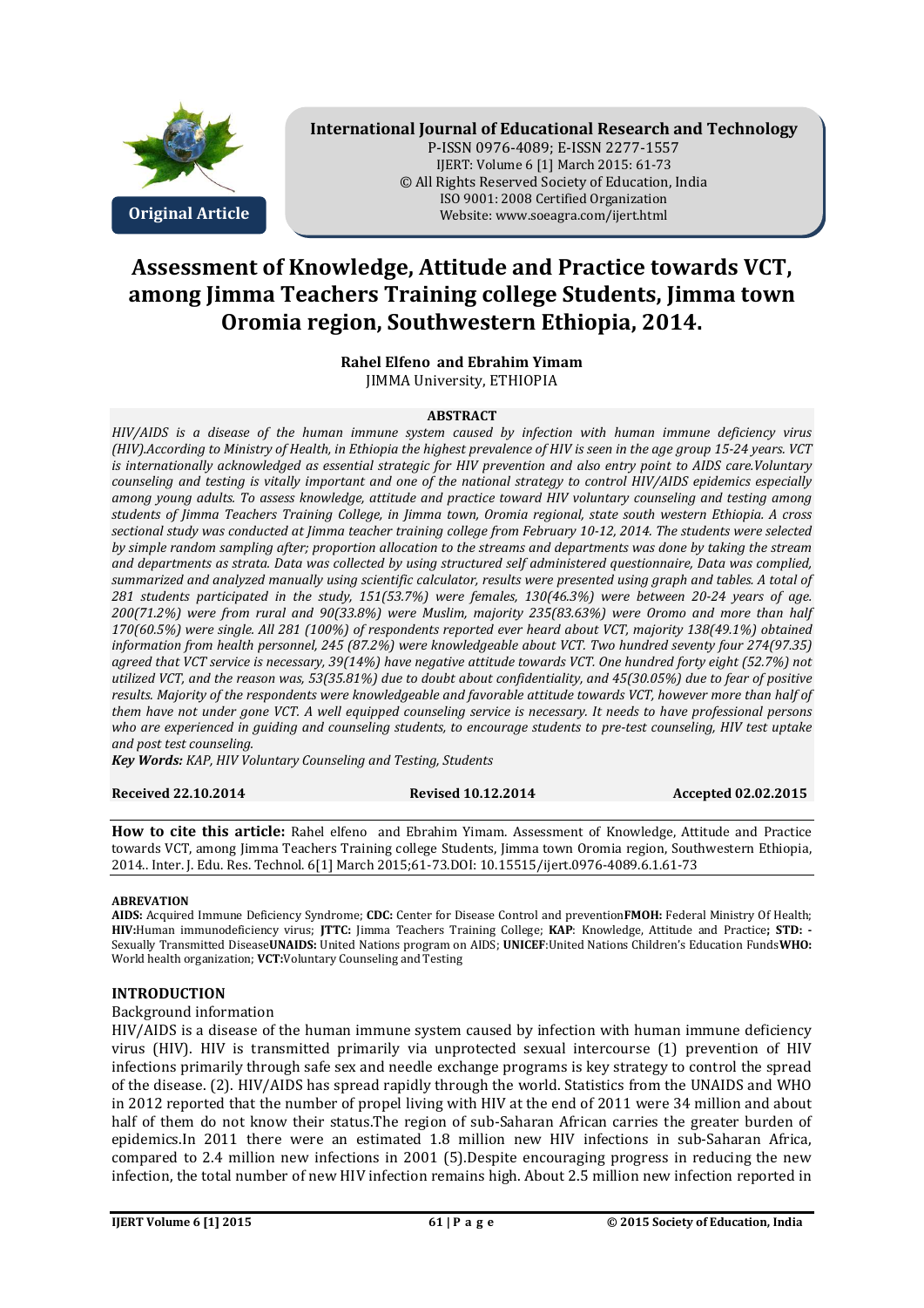Original Article

**International Journal of Educational Research and Technology**
P-ISSN 0976-4089; E-ISSN 2277-1557
IJERT: Volume 6 [1] March 2015: 61-73
© All Rights Reserved Society of Education, India
ISO 9001: 2008 Certified Organization
Website: www.soeagra.com/ijert.html

# Assessment of Knowledge, Attitude and Practice towards VCT, among Jimma Teachers Training college Students, Jimma town Oromia region, Southwestern Ethiopia, 2014.

**Rahel Elfeno and Ebrahim Yimam**
JIMMA University, ETHIOPIA

**ABSTRACT**

*HIV/AIDS is a disease of the human immune system caused by infection with human immune deficiency virus (HIV).According to Ministry of Health, in Ethiopia the highest prevalence of HIV is seen in the age group 15-24 years. VCT is internationally acknowledged as essential strategic for HIV prevention and also entry point to AIDS care.Voluntary counseling and testing is vitally important and one of the national strategy to control HIV/AIDS epidemics especially among young adults. To assess knowledge, attitude and practice toward HIV voluntary counseling and testing among students of Jimma Teachers Training College, in Jimma town, Oromia regional, state south western Ethiopia. A cross sectional study was conducted at Jimma teacher training college from February 10-12, 2014. The students were selected by simple random sampling after; proportion allocation to the streams and departments was done by taking the stream and departments as strata. Data was collected by using structured self administered questionnaire, Data was complied, summarized and analyzed manually using scientific calculator, results were presented using graph and tables. A total of 281 students participated in the study, 151(53.7%) were females, 130(46.3%) were between 20-24 years of age. 200(71.2%) were from rural and 90(33.8%) were Muslim, majority 235(83.63%) were Oromo and more than half 170(60.5%) were single. All 281 (100%) of respondents reported ever heard about VCT, majority 138(49.1%) obtained information from health personnel, 245 (87.2%) were knowledgeable about VCT. Two hundred seventy four 274(97.35) agreed that VCT service is necessary, 39(14%) have negative attitude towards VCT. One hundred forty eight (52.7%) not utilized VCT, and the reason was, 53(35.81%) due to doubt about confidentiality, and 45(30.05%) due to fear of positive results. Majority of the respondents were knowledgeable and favorable attitude towards VCT, however more than half of them have not under gone VCT. A well equipped counseling service is necessary. It needs to have professional persons who are experienced in guiding and counseling students, to encourage students to pre-test counseling, HIV test uptake and post test counseling.*

***Key Words:** KAP, HIV Voluntary Counseling and Testing, Students*

**Received 22.10.2014** **Revised 10.12.2014** **Accepted 02.02.2015**

**How to cite this article:** Rahel elfeno and Ebrahim Yimam. Assessment of Knowledge, Attitude and Practice towards VCT, among Jimma Teachers Training college Students, Jimma town Oromia region, Southwestern Ethiopia, 2014.. Inter. J. Edu. Res. Technol. 6[1] March 2015;61-73.DOI: 10.15515/ijert.0976-4089.6.1.61-73

**ABREVATION**

**AIDS:** Acquired Immune Deficiency Syndrome; **CDC:** Center for Disease Control and prevention**FMOH:** Federal Ministry Of Health; **HIV:**Human immunodeficiency virus; **JTTC:** Jimma Teachers Training College; **KAP:** Knowledge, Attitude and Practice**; STD: -**Sexually Transmitted Disease**UNAIDS:** United Nations program on AIDS; **UNICEF**:United Nations Children's Education Funds**WHO:** World health organization; **VCT:**Voluntary Counseling and Testing

## INTRODUCTION

Background information

HIV/AIDS is a disease of the human immune system caused by infection with human immune deficiency virus (HIV). HIV is transmitted primarily via unprotected sexual intercourse (1) prevention of HIV infections primarily through safe sex and needle exchange programs is key strategy to control the spread of the disease. (2). HIV/AIDS has spread rapidly through the world. Statistics from the UNAIDS and WHO in 2012 reported that the number of propel living with HIV at the end of 2011 were 34 million and about half of them do not know their status.The region of sub-Saharan African carries the greater burden of epidemics.In 2011 there were an estimated 1.8 million new HIV infections in sub-Saharan Africa, compared to 2.4 million new infections in 2001 (5).Despite encouraging progress in reducing the new infection, the total number of new HIV infection remains high. About 2.5 million new infection reported in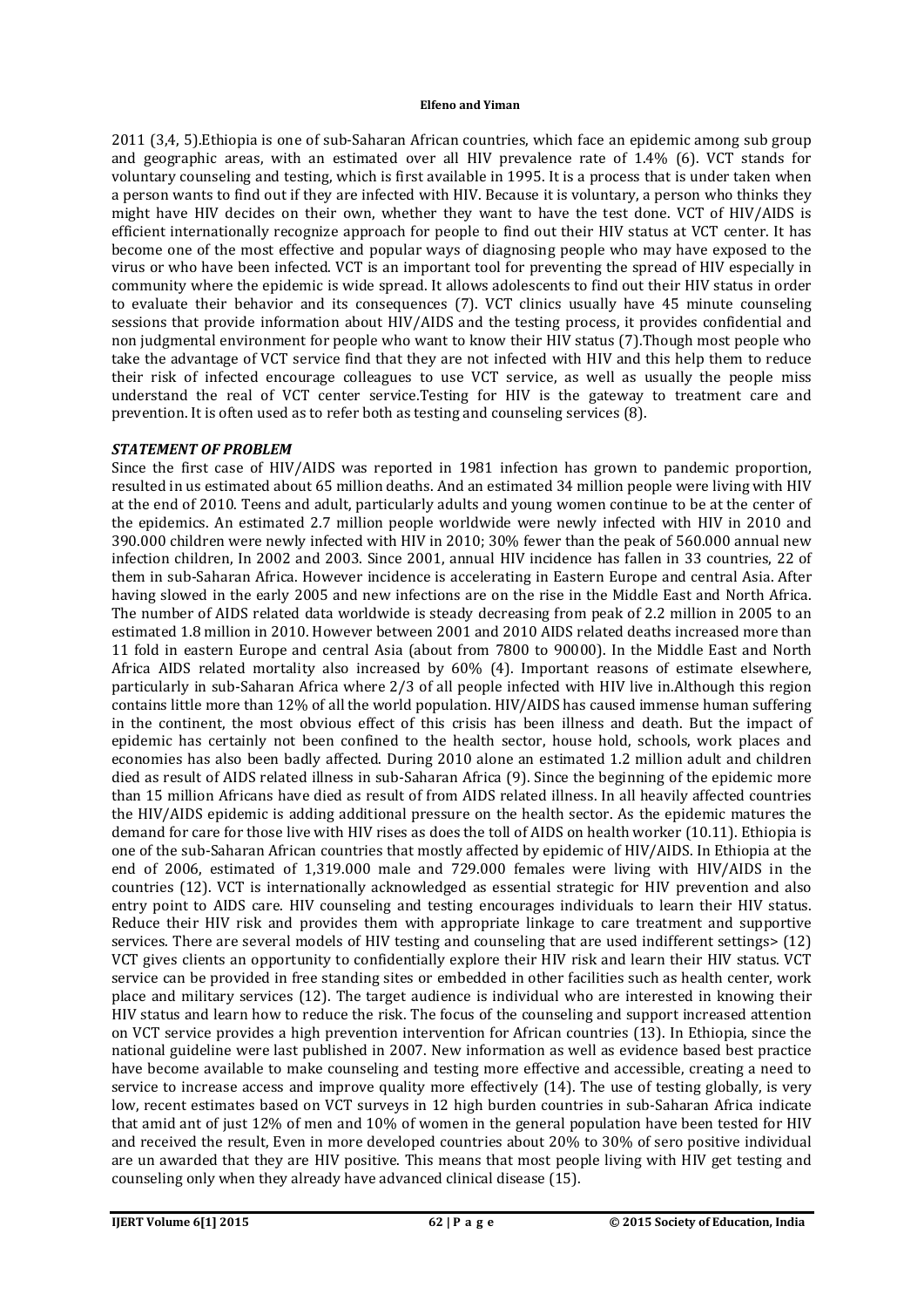2011 (3,4, 5).Ethiopia is one of sub-Saharan African countries, which face an epidemic among sub group and geographic areas, with an estimated over all HIV prevalence rate of 1.4% (6). VCT stands for voluntary counseling and testing, which is first available in 1995. It is a process that is under taken when a person wants to find out if they are infected with HIV. Because it is voluntary, a person who thinks they might have HIV decides on their own, whether they want to have the test done. VCT of HIV/AIDS is efficient internationally recognize approach for people to find out their HIV status at VCT center. It has become one of the most effective and popular ways of diagnosing people who may have exposed to the virus or who have been infected. VCT is an important tool for preventing the spread of HIV especially in community where the epidemic is wide spread. It allows adolescents to find out their HIV status in order to evaluate their behavior and its consequences (7). VCT clinics usually have 45 minute counseling sessions that provide information about HIV/AIDS and the testing process, it provides confidential and non judgmental environment for people who want to know their HIV status (7).Though most people who take the advantage of VCT service find that they are not infected with HIV and this help them to reduce their risk of infected encourage colleagues to use VCT service, as well as usually the people miss understand the real of VCT center service.Testing for HIV is the gateway to treatment care and prevention. It is often used as to refer both as testing and counseling services (8).

### *STATEMENT OF PROBLEM*

Since the first case of HIV/AIDS was reported in 1981 infection has grown to pandemic proportion, resulted in us estimated about 65 million deaths. And an estimated 34 million people were living with HIV at the end of 2010. Teens and adult, particularly adults and young women continue to be at the center of the epidemics. An estimated 2.7 million people worldwide were newly infected with HIV in 2010 and 390.000 children were newly infected with HIV in 2010; 30% fewer than the peak of 560.000 annual new infection children, In 2002 and 2003. Since 2001, annual HIV incidence has fallen in 33 countries, 22 of them in sub-Saharan Africa. However incidence is accelerating in Eastern Europe and central Asia. After having slowed in the early 2005 and new infections are on the rise in the Middle East and North Africa. The number of AIDS related data worldwide is steady decreasing from peak of 2.2 million in 2005 to an estimated 1.8 million in 2010. However between 2001 and 2010 AIDS related deaths increased more than 11 fold in eastern Europe and central Asia (about from 7800 to 90000). In the Middle East and North Africa AIDS related mortality also increased by 60% (4). Important reasons of estimate elsewhere, particularly in sub-Saharan Africa where 2/3 of all people infected with HIV live in.Although this region contains little more than 12% of all the world population. HIV/AIDS has caused immense human suffering in the continent, the most obvious effect of this crisis has been illness and death. But the impact of epidemic has certainly not been confined to the health sector, house hold, schools, work places and economies has also been badly affected. During 2010 alone an estimated 1.2 million adult and children died as result of AIDS related illness in sub-Saharan Africa (9). Since the beginning of the epidemic more than 15 million Africans have died as result of from AIDS related illness. In all heavily affected countries the HIV/AIDS epidemic is adding additional pressure on the health sector. As the epidemic matures the demand for care for those live with HIV rises as does the toll of AIDS on health worker (10.11). Ethiopia is one of the sub-Saharan African countries that mostly affected by epidemic of HIV/AIDS. In Ethiopia at the end of 2006, estimated of 1,319.000 male and 729.000 females were living with HIV/AIDS in the countries (12). VCT is internationally acknowledged as essential strategic for HIV prevention and also entry point to AIDS care. HIV counseling and testing encourages individuals to learn their HIV status. Reduce their HIV risk and provides them with appropriate linkage to care treatment and supportive services. There are several models of HIV testing and counseling that are used indifferent settings> (12) VCT gives clients an opportunity to confidentially explore their HIV risk and learn their HIV status. VCT service can be provided in free standing sites or embedded in other facilities such as health center, work place and military services (12). The target audience is individual who are interested in knowing their HIV status and learn how to reduce the risk. The focus of the counseling and support increased attention on VCT service provides a high prevention intervention for African countries (13). In Ethiopia, since the national guideline were last published in 2007. New information as well as evidence based best practice have become available to make counseling and testing more effective and accessible, creating a need to service to increase access and improve quality more effectively (14). The use of testing globally, is very low, recent estimates based on VCT surveys in 12 high burden countries in sub-Saharan Africa indicate that amid ant of just 12% of men and 10% of women in the general population have been tested for HIV and received the result, Even in more developed countries about 20% to 30% of sero positive individual are un awarded that they are HIV positive. This means that most people living with HIV get testing and counseling only when they already have advanced clinical disease (15).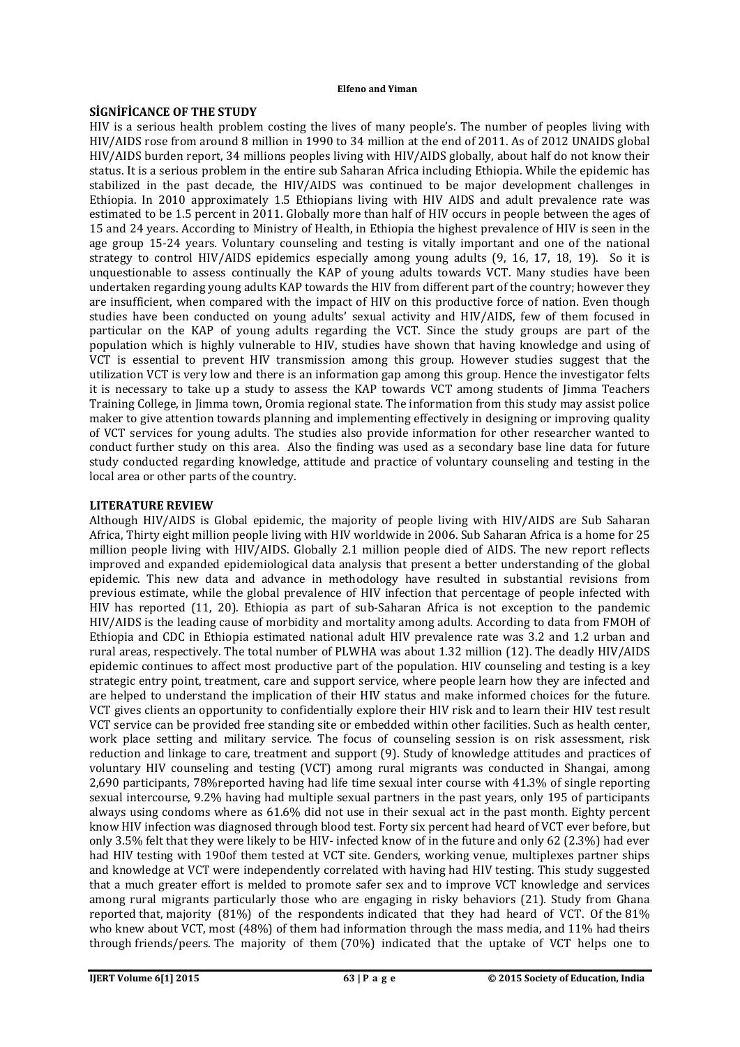## SİGNİFİCANCE OF THE STUDY

HIV is a serious health problem costing the lives of many people's. The number of peoples living with HIV/AIDS rose from around 8 million in 1990 to 34 million at the end of 2011. As of 2012 UNAIDS global HIV/AIDS burden report, 34 millions peoples living with HIV/AIDS globally, about half do not know their status. It is a serious problem in the entire sub Saharan Africa including Ethiopia. While the epidemic has stabilized in the past decade, the HIV/AIDS was continued to be major development challenges in Ethiopia. In 2010 approximately 1.5 Ethiopians living with HIV AIDS and adult prevalence rate was estimated to be 1.5 percent in 2011. Globally more than half of HIV occurs in people between the ages of 15 and 24 years. According to Ministry of Health, in Ethiopia the highest prevalence of HIV is seen in the age group 15-24 years. Voluntary counseling and testing is vitally important and one of the national strategy to control HIV/AIDS epidemics especially among young adults (9, 16, 17, 18, 19). So it is unquestionable to assess continually the KAP of young adults towards VCT. Many studies have been undertaken regarding young adults KAP towards the HIV from different part of the country; however they are insufficient, when compared with the impact of HIV on this productive force of nation. Even though studies have been conducted on young adults' sexual activity and HIV/AIDS, few of them focused in particular on the KAP of young adults regarding the VCT. Since the study groups are part of the population which is highly vulnerable to HIV, studies have shown that having knowledge and using of VCT is essential to prevent HIV transmission among this group. However studies suggest that the utilization VCT is very low and there is an information gap among this group. Hence the investigator felts it is necessary to take up a study to assess the KAP towards VCT among students of Jimma Teachers Training College, in Jimma town, Oromia regional state. The information from this study may assist police maker to give attention towards planning and implementing effectively in designing or improving quality of VCT services for young adults. The studies also provide information for other researcher wanted to conduct further study on this area. Also the finding was used as a secondary base line data for future study conducted regarding knowledge, attitude and practice of voluntary counseling and testing in the local area or other parts of the country.

## LITERATURE REVIEW

Although HIV/AIDS is Global epidemic, the majority of people living with HIV/AIDS are Sub Saharan Africa, Thirty eight million people living with HIV worldwide in 2006. Sub Saharan Africa is a home for 25 million people living with HIV/AIDS. Globally 2.1 million people died of AIDS. The new report reflects improved and expanded epidemiological data analysis that present a better understanding of the global epidemic. This new data and advance in methodology have resulted in substantial revisions from previous estimate, while the global prevalence of HIV infection that percentage of people infected with HIV has reported (11, 20). Ethiopia as part of sub-Saharan Africa is not exception to the pandemic HIV/AIDS is the leading cause of morbidity and mortality among adults. According to data from FMOH of Ethiopia and CDC in Ethiopia estimated national adult HIV prevalence rate was 3.2 and 1.2 urban and rural areas, respectively. The total number of PLWHA was about 1.32 million (12). The deadly HIV/AIDS epidemic continues to affect most productive part of the population. HIV counseling and testing is a key strategic entry point, treatment, care and support service, where people learn how they are infected and are helped to understand the implication of their HIV status and make informed choices for the future. VCT gives clients an opportunity to confidentially explore their HIV risk and to learn their HIV test result VCT service can be provided free standing site or embedded within other facilities. Such as health center, work place setting and military service. The focus of counseling session is on risk assessment, risk reduction and linkage to care, treatment and support (9). Study of knowledge attitudes and practices of voluntary HIV counseling and testing (VCT) among rural migrants was conducted in Shangai, among 2,690 participants, 78%reported having had life time sexual inter course with 41.3% of single reporting sexual intercourse, 9.2% having had multiple sexual partners in the past years, only 195 of participants always using condoms where as 61.6% did not use in their sexual act in the past month. Eighty percent know HIV infection was diagnosed through blood test. Forty six percent had heard of VCT ever before, but only 3.5% felt that they were likely to be HIV- infected know of in the future and only 62 (2.3%) had ever had HIV testing with 190of them tested at VCT site. Genders, working venue, multiplexes partner ships and knowledge at VCT were independently correlated with having had HIV testing. This study suggested that a much greater effort is melded to promote safer sex and to improve VCT knowledge and services among rural migrants particularly those who are engaging in risky behaviors (21). Study from Ghana reported that, majority (81%) of the respondents indicated that they had heard of VCT. Of the 81% who knew about VCT, most (48%) of them had information through the mass media, and 11% had theirs through friends/peers. The majority of them (70%) indicated that the uptake of VCT helps one to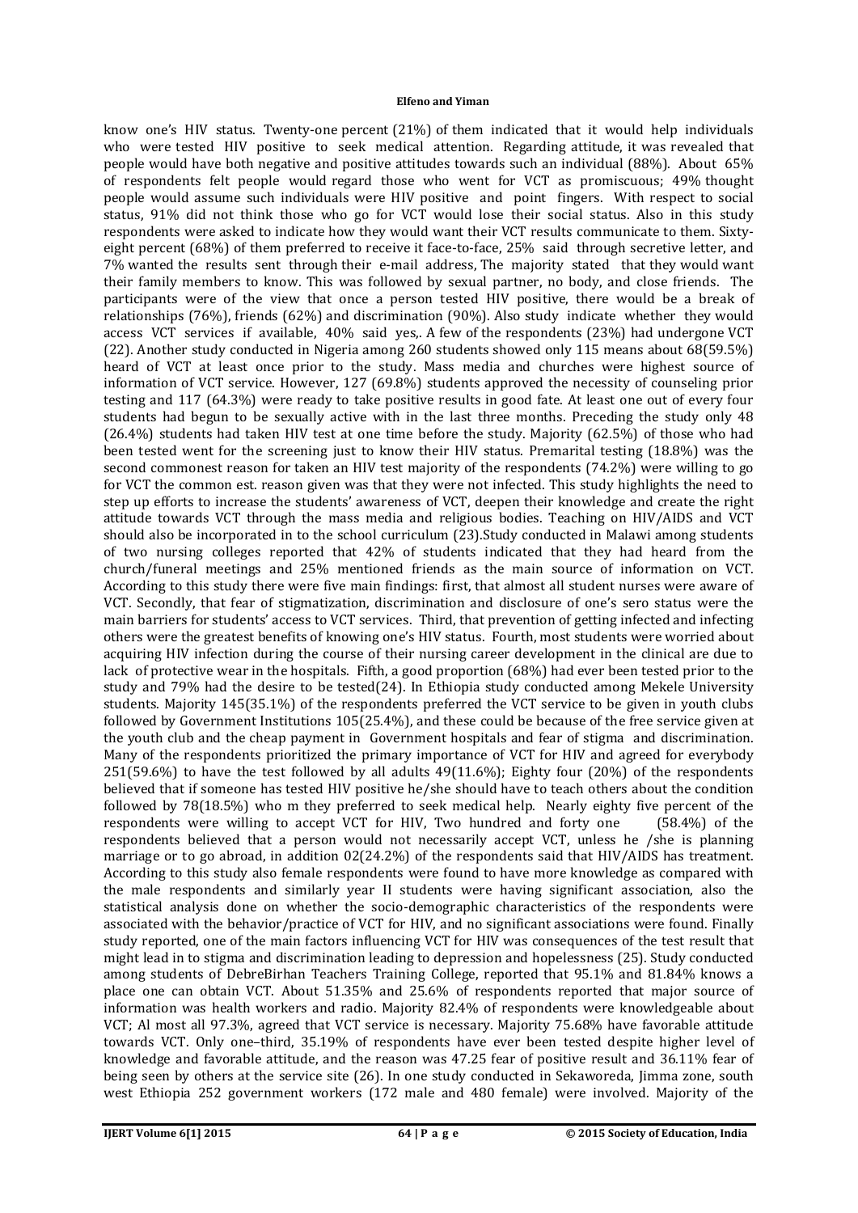know one's HIV status. Twenty-one percent (21%) of them indicated that it would help individuals who were tested HIV positive to seek medical attention. Regarding attitude, it was revealed that people would have both negative and positive attitudes towards such an individual (88%). About 65% of respondents felt people would regard those who went for VCT as promiscuous; 49% thought people would assume such individuals were HIV positive and point fingers. With respect to social status, 91% did not think those who go for VCT would lose their social status. Also in this study respondents were asked to indicate how they would want their VCT results communicate to them. Sixty-eight percent (68%) of them preferred to receive it face-to-face, 25% said through secretive letter, and 7% wanted the results sent through their e-mail address, The majority stated that they would want their family members to know. This was followed by sexual partner, no body, and close friends. The participants were of the view that once a person tested HIV positive, there would be a break of relationships (76%), friends (62%) and discrimination (90%). Also study indicate whether they would access VCT services if available, 40% said yes,. A few of the respondents (23%) had undergone VCT (22). Another study conducted in Nigeria among 260 students showed only 115 means about 68(59.5%) heard of VCT at least once prior to the study. Mass media and churches were highest source of information of VCT service. However, 127 (69.8%) students approved the necessity of counseling prior testing and 117 (64.3%) were ready to take positive results in good fate. At least one out of every four students had begun to be sexually active with in the last three months. Preceding the study only 48 (26.4%) students had taken HIV test at one time before the study. Majority (62.5%) of those who had been tested went for the screening just to know their HIV status. Premarital testing (18.8%) was the second commonest reason for taken an HIV test majority of the respondents (74.2%) were willing to go for VCT the common est. reason given was that they were not infected. This study highlights the need to step up efforts to increase the students' awareness of VCT, deepen their knowledge and create the right attitude towards VCT through the mass media and religious bodies. Teaching on HIV/AIDS and VCT should also be incorporated in to the school curriculum (23).Study conducted in Malawi among students of two nursing colleges reported that 42% of students indicated that they had heard from the church/funeral meetings and 25% mentioned friends as the main source of information on VCT. According to this study there were five main findings: first, that almost all student nurses were aware of VCT. Secondly, that fear of stigmatization, discrimination and disclosure of one's sero status were the main barriers for students' access to VCT services. Third, that prevention of getting infected and infecting others were the greatest benefits of knowing one's HIV status. Fourth, most students were worried about acquiring HIV infection during the course of their nursing career development in the clinical are due to lack of protective wear in the hospitals. Fifth, a good proportion (68%) had ever been tested prior to the study and 79% had the desire to be tested(24). In Ethiopia study conducted among Mekele University students. Majority 145(35.1%) of the respondents preferred the VCT service to be given in youth clubs followed by Government Institutions 105(25.4%), and these could be because of the free service given at the youth club and the cheap payment in Government hospitals and fear of stigma and discrimination. Many of the respondents prioritized the primary importance of VCT for HIV and agreed for everybody 251(59.6%) to have the test followed by all adults 49(11.6%); Eighty four (20%) of the respondents believed that if someone has tested HIV positive he/she should have to teach others about the condition followed by 78(18.5%) who m they preferred to seek medical help. Nearly eighty five percent of the respondents were willing to accept VCT for HIV, Two hundred and forty one (58.4%) of the respondents believed that a person would not necessarily accept VCT, unless he /she is planning marriage or to go abroad, in addition 02(24.2%) of the respondents said that HIV/AIDS has treatment. According to this study also female respondents were found to have more knowledge as compared with the male respondents and similarly year II students were having significant association, also the statistical analysis done on whether the socio-demographic characteristics of the respondents were associated with the behavior/practice of VCT for HIV, and no significant associations were found. Finally study reported, one of the main factors influencing VCT for HIV was consequences of the test result that might lead in to stigma and discrimination leading to depression and hopelessness (25). Study conducted among students of DebreBirhan Teachers Training College, reported that 95.1% and 81.84% knows a place one can obtain VCT. About 51.35% and 25.6% of respondents reported that major source of information was health workers and radio. Majority 82.4% of respondents were knowledgeable about VCT; Al most all 97.3%, agreed that VCT service is necessary. Majority 75.68% have favorable attitude towards VCT. Only one–third, 35.19% of respondents have ever been tested despite higher level of knowledge and favorable attitude, and the reason was 47.25 fear of positive result and 36.11% fear of being seen by others at the service site (26). In one study conducted in Sekaworeda, Jimma zone, south west Ethiopia 252 government workers (172 male and 480 female) were involved. Majority of the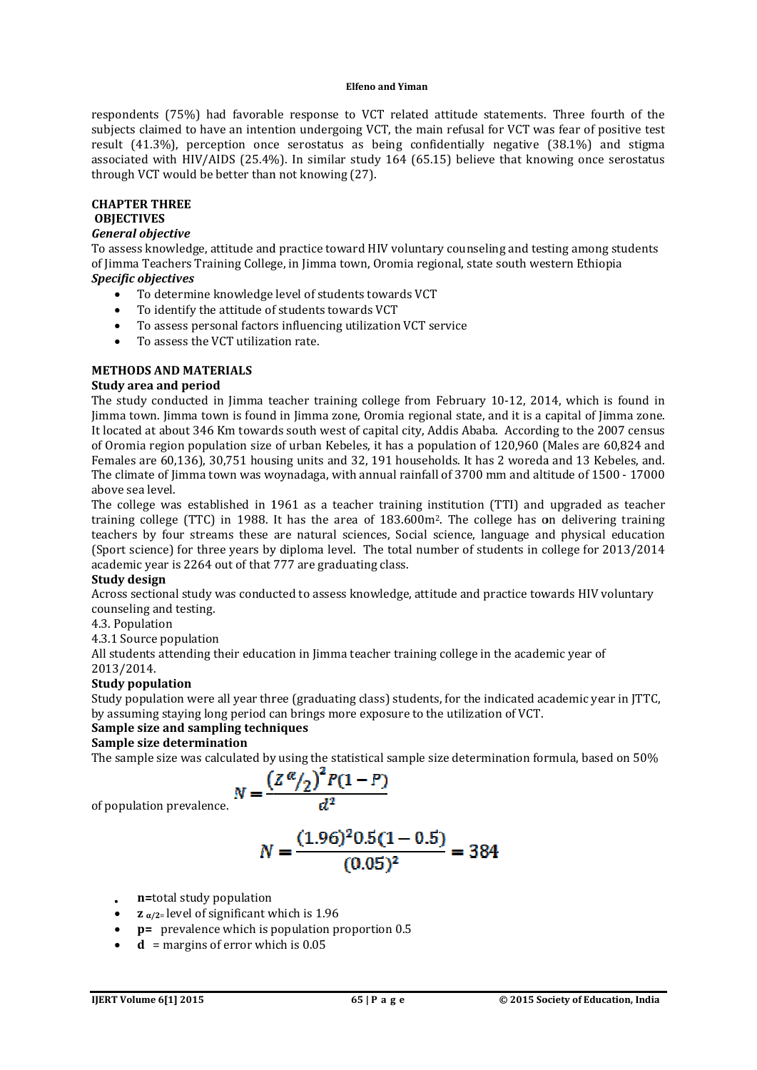respondents (75%) had favorable response to VCT related attitude statements. Three fourth of the subjects claimed to have an intention undergoing VCT, the main refusal for VCT was fear of positive test result (41.3%), perception once serostatus as being confidentially negative (38.1%) and stigma associated with HIV/AIDS (25.4%). In similar study 164 (65.15) believe that knowing once serostatus through VCT would be better than not knowing (27).

## CHAPTER THREE

## OBJECTIVES

***General objective***

To assess knowledge, attitude and practice toward HIV voluntary counseling and testing among students of Jimma Teachers Training College, in Jimma town, Oromia regional, state south western Ethiopia

***Specific objectives***

- To determine knowledge level of students towards VCT
- To identify the attitude of students towards VCT
- To assess personal factors influencing utilization VCT service
- To assess the VCT utilization rate.

## METHODS AND MATERIALS

### Study area and period

The study conducted in Jimma teacher training college from February 10-12, 2014, which is found in Jimma town. Jimma town is found in Jimma zone, Oromia regional state, and it is a capital of Jimma zone. It located at about 346 Km towards south west of capital city, Addis Ababa. According to the 2007 census of Oromia region population size of urban Kebeles, it has a population of 120,960 (Males are 60,824 and Females are 60,136), 30,751 housing units and 32, 191 households. It has 2 woreda and 13 Kebeles, and. The climate of Jimma town was woynadaga, with annual rainfall of 3700 mm and altitude of 1500 - 17000 above sea level.

The college was established in 1961 as a teacher training institution (TTI) and upgraded as teacher training college (TTC) in 1988. It has the area of 183.600m$^2$. The college has on delivering training teachers by four streams these are natural sciences, Social science, language and physical education (Sport science) for three years by diploma level. The total number of students in college for 2013/2014 academic year is 2264 out of that 777 are graduating class.

### Study design

Across sectional study was conducted to assess knowledge, attitude and practice towards HIV voluntary counseling and testing.

4.3. Population

4.3.1 Source population

All students attending their education in Jimma teacher training college in the academic year of 2013/2014.

### Study population

Study population were all year three (graduating class) students, for the indicated academic year in JTTC, by assuming staying long period can brings more exposure to the utilization of VCT.

### Sample size and sampling techniques

### Sample size determination

The sample size was calculated by using the statistical sample size determination formula, based on 50% of population prevalence.

$$N = \frac{(Z^{\alpha}/_{2})^2 P(1-P)}{d^2}$$

$$N = \frac{(1.96)^2 0.5(1-0.5)}{(0.05)^2} = 384$$

- **n=**total study population
- **$z_{\alpha/2}$=** level of significant which is 1.96
- **p=** prevalence which is population proportion 0.5
- **d** = margins of error which is 0.05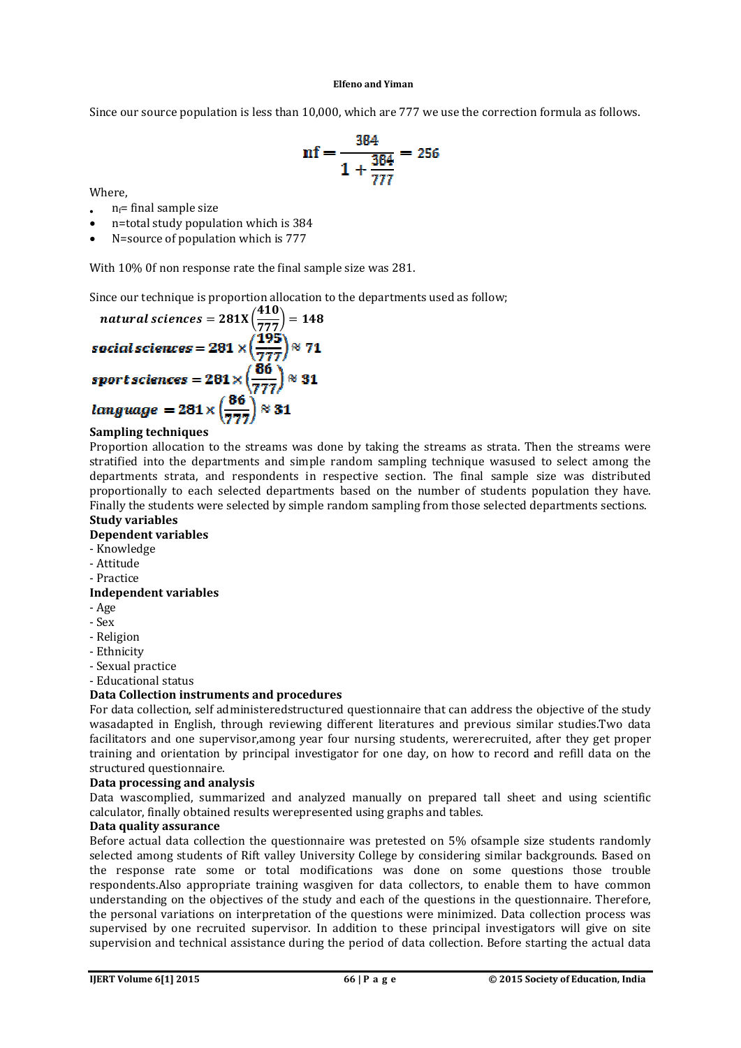Since our source population is less than 10,000, which are 777 we use the correction formula as follows.

$$nf = \frac{384}{1 + \frac{384}{777}} = 256$$

Where,

- $n_f$= final sample size
- n=total study population which is 384
- N=source of population which is 777

With 10% 0f non response rate the final sample size was 281.

Since our technique is proportion allocation to the departments used as follow;

$$natural\ sciences = 281X\left(\frac{410}{777}\right) = 148$$

$$social\ sciences = 281 \times \left(\frac{195}{777}\right) \approx 71$$

$$sport\ sciences = 281 \times \left(\frac{86}{777}\right) \approx 31$$

$$language = 281 \times \left(\frac{86}{777}\right) \approx 31$$

**Sampling techniques**

Proportion allocation to the streams was done by taking the streams as strata. Then the streams were stratified into the departments and simple random sampling technique wasused to select among the departments strata, and respondents in respective section. The final sample size was distributed proportionally to each selected departments based on the number of students population they have. Finally the students were selected by simple random sampling from those selected departments sections.

**Study variables**

**Dependent variables**

- Knowledge
- Attitude
- Practice

**Independent variables**

- Age
- Sex
- Religion
- Ethnicity
- Sexual practice
- Educational status

**Data Collection instruments and procedures**

For data collection, self administeredstructured questionnaire that can address the objective of the study wasadapted in English, through reviewing different literatures and previous similar studies.Two data facilitators and one supervisor,among year four nursing students, wererecruited, after they get proper training and orientation by principal investigator for one day, on how to record and refill data on the structured questionnaire.

**Data processing and analysis**

Data wascomplied, summarized and analyzed manually on prepared tall sheet and using scientific calculator, finally obtained results werepresented using graphs and tables.

**Data quality assurance**

Before actual data collection the questionnaire was pretested on 5% ofsample size students randomly selected among students of Rift valley University College by considering similar backgrounds. Based on the response rate some or total modifications was done on some questions those trouble respondents.Also appropriate training wasgiven for data collectors, to enable them to have common understanding on the objectives of the study and each of the questions in the questionnaire. Therefore, the personal variations on interpretation of the questions were minimized. Data collection process was supervised by one recruited supervisor. In addition to these principal investigators will give on site supervision and technical assistance during the period of data collection. Before starting the actual data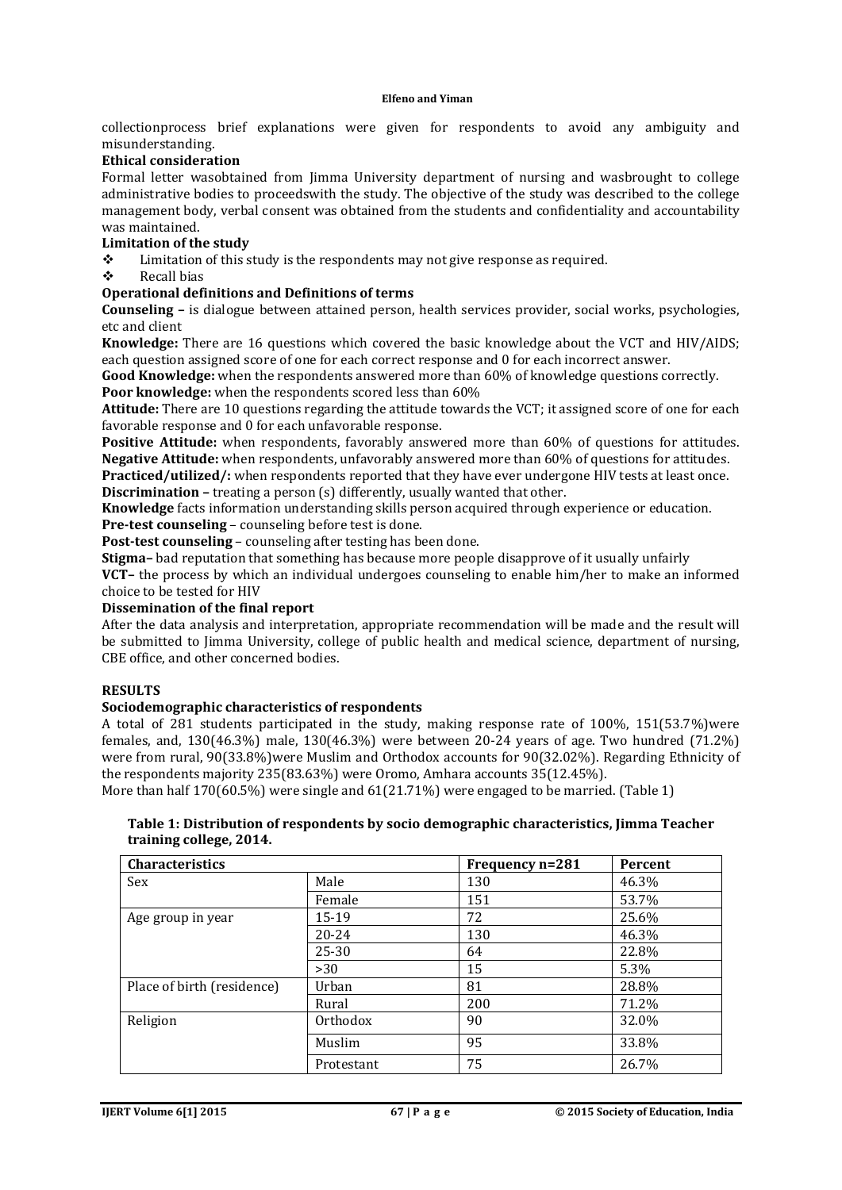collectionprocess brief explanations were given for respondents to avoid any ambiguity and misunderstanding.

**Ethical consideration**

Formal letter wasobtained from Jimma University department of nursing and wasbrought to college administrative bodies to proceedswith the study. The objective of the study was described to the college management body, verbal consent was obtained from the students and confidentiality and accountability was maintained.

**Limitation of the study**

- Limitation of this study is the respondents may not give response as required.
- Recall bias

**Operational definitions and Definitions of terms**

**Counseling –** is dialogue between attained person, health services provider, social works, psychologies, etc and client

**Knowledge:** There are 16 questions which covered the basic knowledge about the VCT and HIV/AIDS; each question assigned score of one for each correct response and 0 for each incorrect answer.

**Good Knowledge:** when the respondents answered more than 60% of knowledge questions correctly.

**Poor knowledge:** when the respondents scored less than 60%

**Attitude:** There are 10 questions regarding the attitude towards the VCT; it assigned score of one for each favorable response and 0 for each unfavorable response.

**Positive Attitude:** when respondents, favorably answered more than 60% of questions for attitudes.

**Negative Attitude:** when respondents, unfavorably answered more than 60% of questions for attitudes.

**Practiced/utilized/:** when respondents reported that they have ever undergone HIV tests at least once.

**Discrimination –** treating a person (s) differently, usually wanted that other.

**Knowledge** facts information understanding skills person acquired through experience or education.

**Pre-test counseling** – counseling before test is done.

**Post-test counseling** – counseling after testing has been done.

**Stigma–** bad reputation that something has because more people disapprove of it usually unfairly

**VCT–** the process by which an individual undergoes counseling to enable him/her to make an informed choice to be tested for HIV

**Dissemination of the final report**

After the data analysis and interpretation, appropriate recommendation will be made and the result will be submitted to Jimma University, college of public health and medical science, department of nursing, CBE office, and other concerned bodies.

## RESULTS

**Sociodemographic characteristics of respondents**

A total of 281 students participated in the study, making response rate of 100%, 151(53.7%)were females, and, 130(46.3%) male, 130(46.3%) were between 20-24 years of age. Two hundred (71.2%) were from rural, 90(33.8%)were Muslim and Orthodox accounts for 90(32.02%). Regarding Ethnicity of the respondents majority 235(83.63%) were Oromo, Amhara accounts 35(12.45%).

More than half 170(60.5%) were single and 61(21.71%) were engaged to be married. (Table 1)

**Table 1: Distribution of respondents by socio demographic characteristics, Jimma Teacher training college, 2014.**

| Characteristics | | Frequency n=281 | Percent |
|---|---|---|---|
| Sex | Male | 130 | 46.3% |
| | Female | 151 | 53.7% |
| Age group in year | 15-19 | 72 | 25.6% |
| | 20-24 | 130 | 46.3% |
| | 25-30 | 64 | 22.8% |
| | >30 | 15 | 5.3% |
| Place of birth (residence) | Urban | 81 | 28.8% |
| | Rural | 200 | 71.2% |
| Religion | Orthodox | 90 | 32.0% |
| | Muslim | 95 | 33.8% |
| | Protestant | 75 | 26.7% |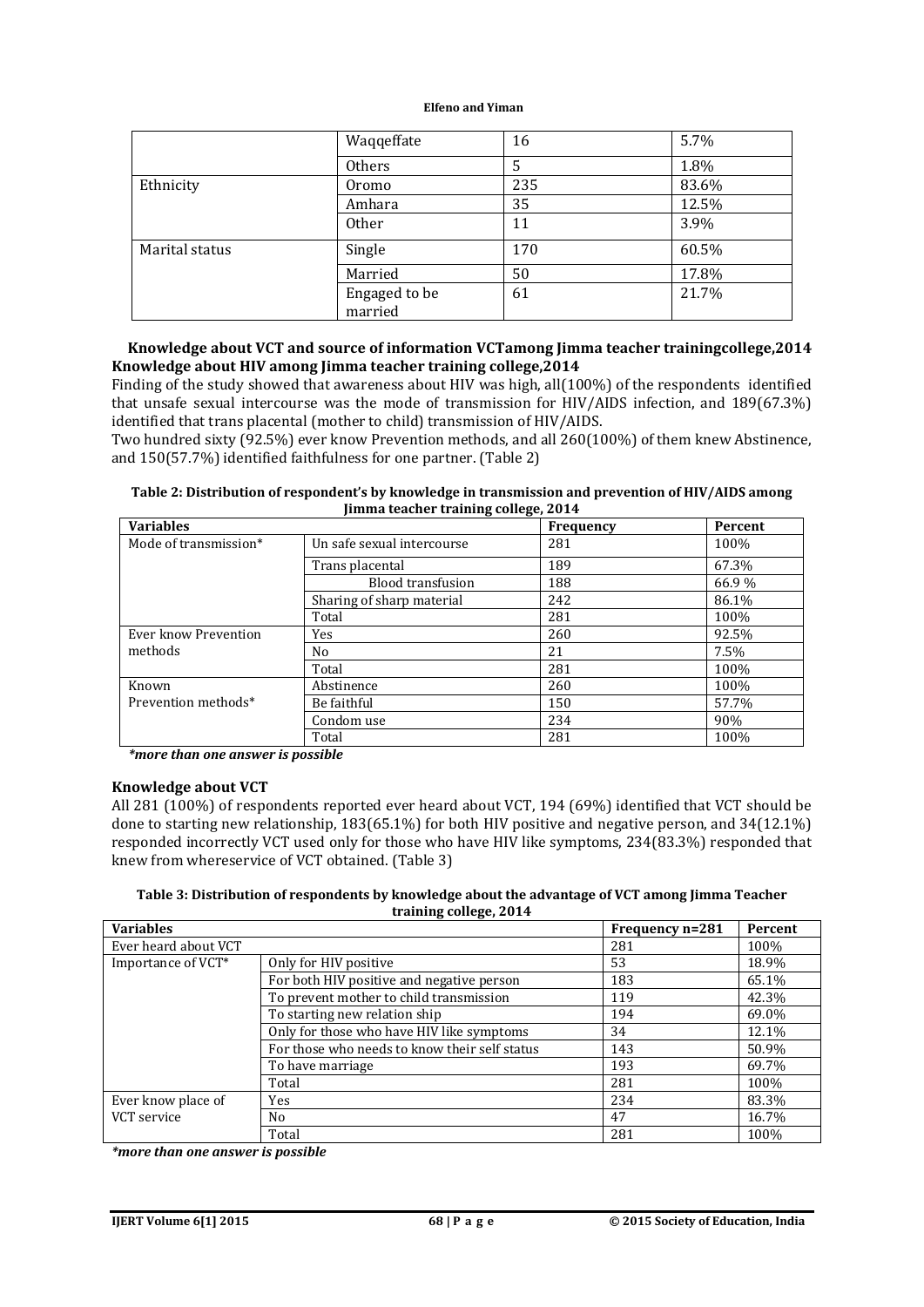| | Waqqeffate | 16 | 5.7% |
|---|---|---|---|
| | Others | 5 | 1.8% |
| Ethnicity | Oromo | 235 | 83.6% |
| | Amhara | 35 | 12.5% |
| | Other | 11 | 3.9% |
| Marital status | Single | 170 | 60.5% |
| | Married | 50 | 17.8% |
| | Engaged to be married | 61 | 21.7% |

**Knowledge about VCT and source of information VCTamong Jimma teacher trainingcollege,2014**

**Knowledge about HIV among Jimma teacher training college,2014**

Finding of the study showed that awareness about HIV was high, all(100%) of the respondents identified that unsafe sexual intercourse was the mode of transmission for HIV/AIDS infection, and 189(67.3%) identified that trans placental (mother to child) transmission of HIV/AIDS.

Two hundred sixty (92.5%) ever know Prevention methods, and all 260(100%) of them knew Abstinence, and 150(57.7%) identified faithfulness for one partner. (Table 2)

**Table 2: Distribution of respondent's by knowledge in transmission and prevention of HIV/AIDS among Jimma teacher training college, 2014**

| Variables | | Frequency | Percent |
|---|---|---|---|
| Mode of transmission* | Un safe sexual intercourse | 281 | 100% |
| | Trans placental | 189 | 67.3% |
| | Blood transfusion | 188 | 66.9 % |
| | Sharing of sharp material | 242 | 86.1% |
| | Total | 281 | 100% |
| Ever know Prevention methods | Yes | 260 | 92.5% |
| | No | 21 | 7.5% |
| | Total | 281 | 100% |
| Known Prevention methods* | Abstinence | 260 | 100% |
| | Be faithful | 150 | 57.7% |
| | Condom use | 234 | 90% |
| | Total | 281 | 100% |

***more than one answer is possible***

**Knowledge about VCT**

All 281 (100%) of respondents reported ever heard about VCT, 194 (69%) identified that VCT should be done to starting new relationship, 183(65.1%) for both HIV positive and negative person, and 34(12.1%) responded incorrectly VCT used only for those who have HIV like symptoms, 234(83.3%) responded that knew from whereservice of VCT obtained. (Table 3)

**Table 3: Distribution of respondents by knowledge about the advantage of VCT among Jimma Teacher training college, 2014**

| Variables | | Frequency n=281 | Percent |
|---|---|---|---|
| Ever heard about VCT | | 281 | 100% |
| Importance of VCT* | Only for HIV positive | 53 | 18.9% |
| | For both HIV positive and negative person | 183 | 65.1% |
| | To prevent mother to child transmission | 119 | 42.3% |
| | To starting new relation ship | 194 | 69.0% |
| | Only for those who have HIV like symptoms | 34 | 12.1% |
| | For those who needs to know their self status | 143 | 50.9% |
| | To have marriage | 193 | 69.7% |
| | Total | 281 | 100% |
| Ever know place of VCT service | Yes | 234 | 83.3% |
| | No | 47 | 16.7% |
| | Total | 281 | 100% |

***more than one answer is possible***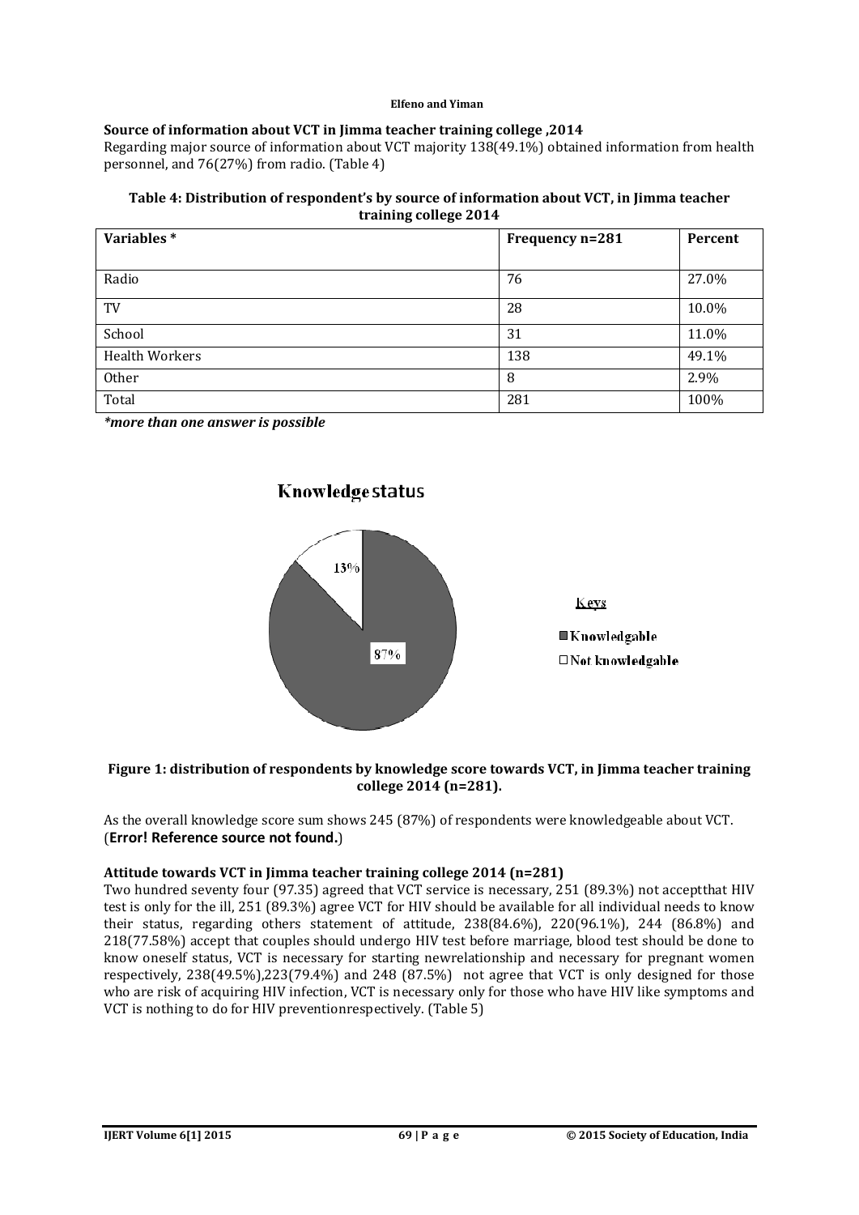### Source of information about VCT in Jimma teacher training college ,2014

Regarding major source of information about VCT majority 138(49.1%) obtained information from health personnel, and 76(27%) from radio. (Table 4)

**Table 4: Distribution of respondent's by source of information about VCT, in Jimma teacher training college 2014**

| Variables * | Frequency n=281 | Percent |
|---|---|---|
| Radio | 76 | 27.0% |
| TV | 28 | 10.0% |
| School | 31 | 11.0% |
| Health Workers | 138 | 49.1% |
| Other | 8 | 2.9% |
| Total | 281 | 100% |

***more than one answer is possible***

**Knowledge status**

13%

87%

Keys

Knowledgable

Not knowledgable

**Figure 1: distribution of respondents by knowledge score towards VCT, in Jimma teacher training college 2014 (n=281).**

As the overall knowledge score sum shows 245 (87%) of respondents were knowledgeable about VCT. (**Error! Reference source not found.**)

### Attitude towards VCT in Jimma teacher training college 2014 (n=281)

Two hundred seventy four (97.35) agreed that VCT service is necessary, 251 (89.3%) not acceptthat HIV test is only for the ill, 251 (89.3%) agree VCT for HIV should be available for all individual needs to know their status, regarding others statement of attitude, 238(84.6%), 220(96.1%), 244 (86.8%) and 218(77.58%) accept that couples should undergo HIV test before marriage, blood test should be done to know oneself status, VCT is necessary for starting newrelationship and necessary for pregnant women respectively, 238(49.5%),223(79.4%) and 248 (87.5%) not agree that VCT is only designed for those who are risk of acquiring HIV infection, VCT is necessary only for those who have HIV like symptoms and VCT is nothing to do for HIV preventionrespectively. (Table 5)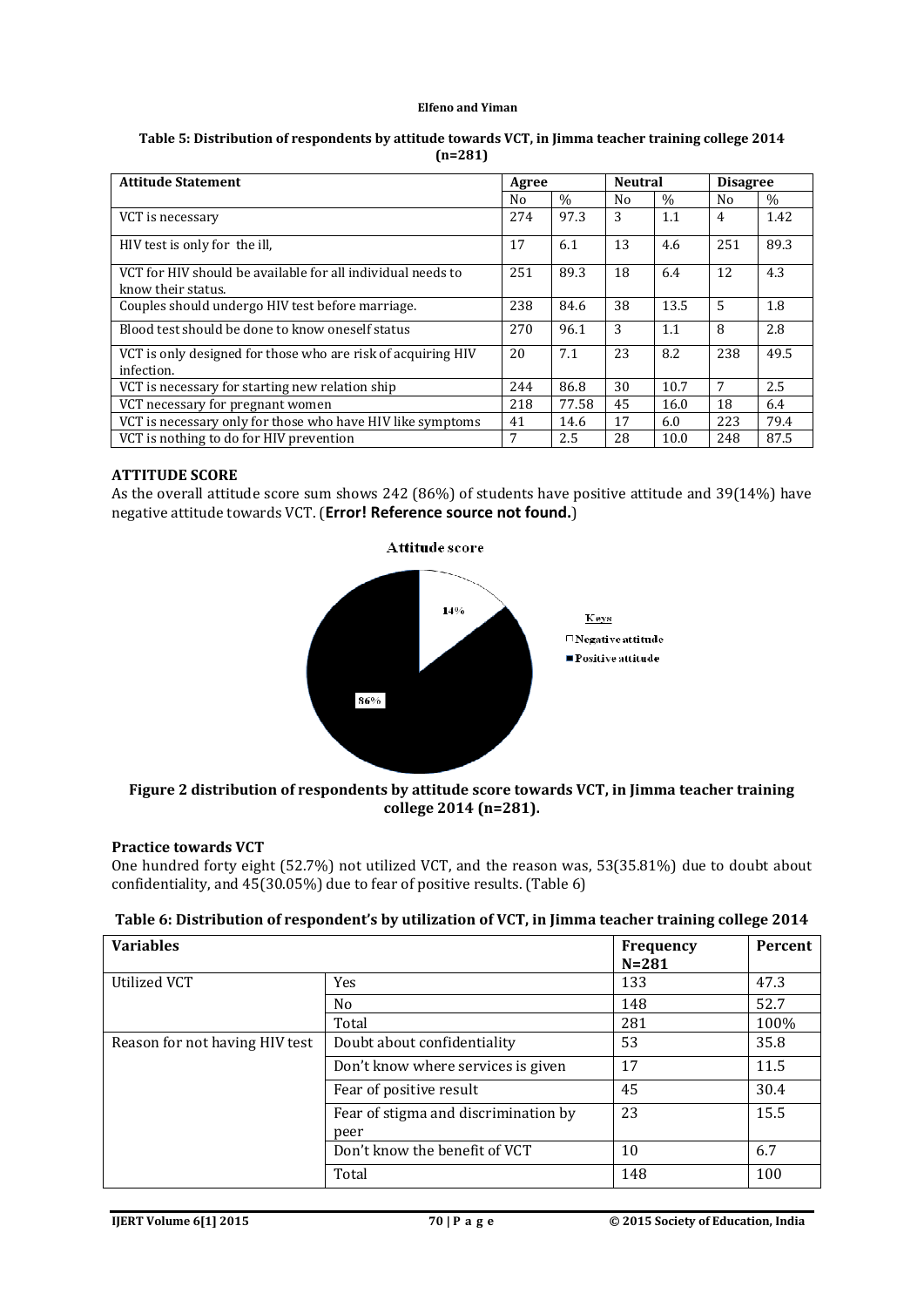**Table 5: Distribution of respondents by attitude towards VCT, in Jimma teacher training college 2014 (n=281)**

| Attitude Statement | Agree | | Neutral | | Disagree | |
|---|---|---|---|---|---|---|
| | No | % | No | % | No | % |
| VCT is necessary | 274 | 97.3 | 3 | 1.1 | 4 | 1.42 |
| HIV test is only for the ill, | 17 | 6.1 | 13 | 4.6 | 251 | 89.3 |
| VCT for HIV should be available for all individual needs to know their status. | 251 | 89.3 | 18 | 6.4 | 12 | 4.3 |
| Couples should undergo HIV test before marriage. | 238 | 84.6 | 38 | 13.5 | 5 | 1.8 |
| Blood test should be done to know oneself status | 270 | 96.1 | 3 | 1.1 | 8 | 2.8 |
| VCT is only designed for those who are risk of acquiring HIV infection. | 20 | 7.1 | 23 | 8.2 | 238 | 49.5 |
| VCT is necessary for starting new relation ship | 244 | 86.8 | 30 | 10.7 | 7 | 2.5 |
| VCT necessary for pregnant women | 218 | 77.58 | 45 | 16.0 | 18 | 6.4 |
| VCT is necessary only for those who have HIV like symptoms | 41 | 14.6 | 17 | 6.0 | 223 | 79.4 |
| VCT is nothing to do for HIV prevention | 7 | 2.5 | 28 | 10.0 | 248 | 87.5 |

### ATTITUDE SCORE

As the overall attitude score sum shows 242 (86%) of students have positive attitude and 39(14%) have negative attitude towards VCT. (**Error! Reference source not found.**)

Attitude score

14%

86%

Keys
□ Negative attitude
■ Positive attitude

**Figure 2 distribution of respondents by attitude score towards VCT, in Jimma teacher training college 2014 (n=281).**

### Practice towards VCT

One hundred forty eight (52.7%) not utilized VCT, and the reason was, 53(35.81%) due to doubt about confidentiality, and 45(30.05%) due to fear of positive results. (Table 6)

**Table 6: Distribution of respondent's by utilization of VCT, in Jimma teacher training college 2014**

| Variables | | Frequency N=281 | Percent |
|---|---|---|---|
| Utilized VCT | Yes | 133 | 47.3 |
| | No | 148 | 52.7 |
| | Total | 281 | 100% |
| Reason for not having HIV test | Doubt about confidentiality | 53 | 35.8 |
| | Don't know where services is given | 17 | 11.5 |
| | Fear of positive result | 45 | 30.4 |
| | Fear of stigma and discrimination by peer | 23 | 15.5 |
| | Don't know the benefit of VCT | 10 | 6.7 |
| | Total | 148 | 100 |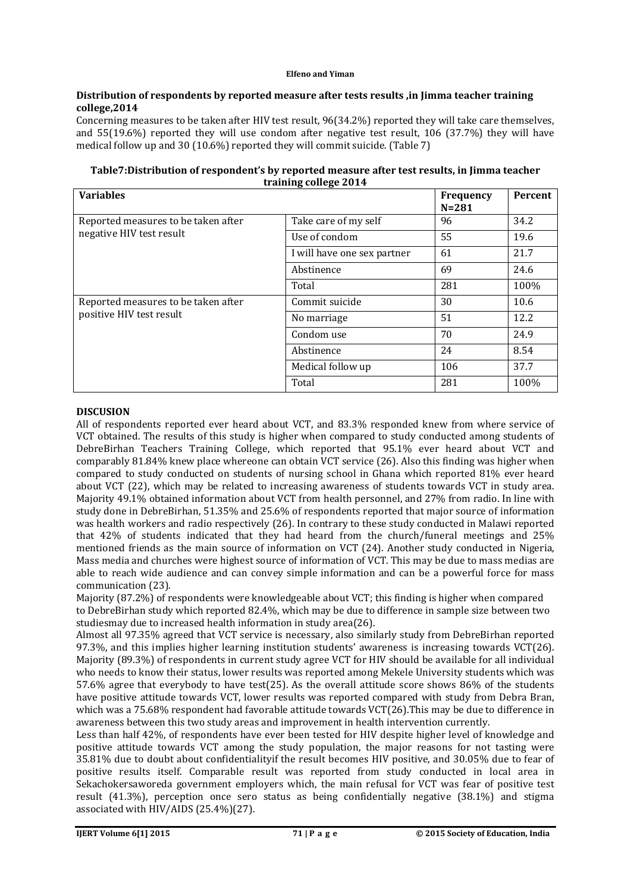**Distribution of respondents by reported measure after tests results ,in Jimma teacher training college,2014**

Concerning measures to be taken after HIV test result, 96(34.2%) reported they will take care themselves, and 55(19.6%) reported they will use condom after negative test result, 106 (37.7%) they will have medical follow up and 30 (10.6%) reported they will commit suicide. (Table 7)

**Table7:Distribution of respondent's by reported measure after test results, in Jimma teacher training college 2014**

| Variables | | Frequency N=281 | Percent |
|---|---|---|---|
| Reported measures to be taken after negative HIV test result | Take care of my self | 96 | 34.2 |
| | Use of condom | 55 | 19.6 |
| | I will have one sex partner | 61 | 21.7 |
| | Abstinence | 69 | 24.6 |
| | Total | 281 | 100% |
| Reported measures to be taken after positive HIV test result | Commit suicide | 30 | 10.6 |
| | No marriage | 51 | 12.2 |
| | Condom use | 70 | 24.9 |
| | Abstinence | 24 | 8.54 |
| | Medical follow up | 106 | 37.7 |
| | Total | 281 | 100% |

## DISCUSION

All of respondents reported ever heard about VCT, and 83.3% responded knew from where service of VCT obtained. The results of this study is higher when compared to study conducted among students of DebreBirhan Teachers Training College, which reported that 95.1% ever heard about VCT and comparably 81.84% knew place whereone can obtain VCT service (26). Also this finding was higher when compared to study conducted on students of nursing school in Ghana which reported 81% ever heard about VCT (22), which may be related to increasing awareness of students towards VCT in study area. Majority 49.1% obtained information about VCT from health personnel, and 27% from radio. In line with study done in DebreBirhan, 51.35% and 25.6% of respondents reported that major source of information was health workers and radio respectively (26). In contrary to these study conducted in Malawi reported that 42% of students indicated that they had heard from the church/funeral meetings and 25% mentioned friends as the main source of information on VCT (24). Another study conducted in Nigeria, Mass media and churches were highest source of information of VCT. This may be due to mass medias are able to reach wide audience and can convey simple information and can be a powerful force for mass communication (23).

Majority (87.2%) of respondents were knowledgeable about VCT; this finding is higher when compared to DebreBirhan study which reported 82.4%, which may be due to difference in sample size between two studiesmay due to increased health information in study area(26).

Almost all 97.35% agreed that VCT service is necessary, also similarly study from DebreBirhan reported 97.3%, and this implies higher learning institution students' awareness is increasing towards VCT(26). Majority (89.3%) of respondents in current study agree VCT for HIV should be available for all individual who needs to know their status, lower results was reported among Mekele University students which was 57.6% agree that everybody to have test(25). As the overall attitude score shows 86% of the students have positive attitude towards VCT, lower results was reported compared with study from Debra Bran, which was a 75.68% respondent had favorable attitude towards VCT(26).This may be due to difference in awareness between this two study areas and improvement in health intervention currently.

Less than half 42%, of respondents have ever been tested for HIV despite higher level of knowledge and positive attitude towards VCT among the study population, the major reasons for not tasting were 35.81% due to doubt about confidentialityif the result becomes HIV positive, and 30.05% due to fear of positive results itself. Comparable result was reported from study conducted in local area in Sekachokersaworeda government employers which, the main refusal for VCT was fear of positive test result (41.3%), perception once sero status as being confidentially negative (38.1%) and stigma associated with HIV/AIDS (25.4%)(27).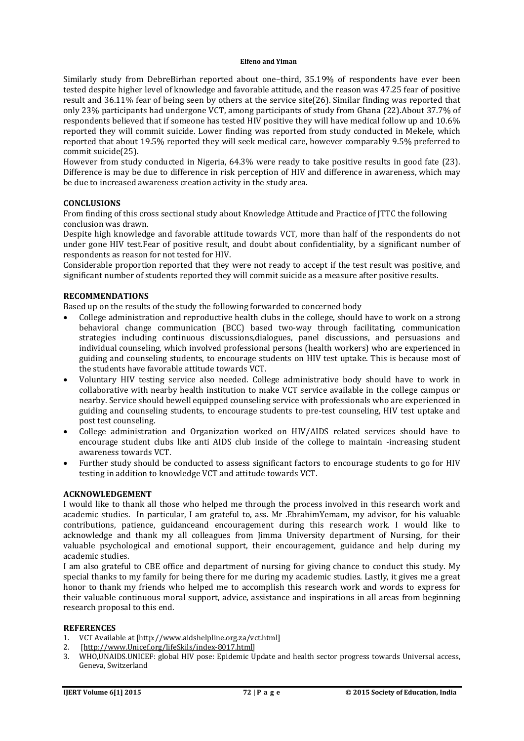Similarly study from DebreBirhan reported about one–third, 35.19% of respondents have ever been tested despite higher level of knowledge and favorable attitude, and the reason was 47.25 fear of positive result and 36.11% fear of being seen by others at the service site(26). Similar finding was reported that only 23% participants had undergone VCT, among participants of study from Ghana (22).About 37.7% of respondents believed that if someone has tested HIV positive they will have medical follow up and 10.6% reported they will commit suicide. Lower finding was reported from study conducted in Mekele, which reported that about 19.5% reported they will seek medical care, however comparably 9.5% preferred to commit suicide(25).

However from study conducted in Nigeria, 64.3% were ready to take positive results in good fate (23). Difference is may be due to difference in risk perception of HIV and difference in awareness, which may be due to increased awareness creation activity in the study area.

## CONCLUSIONS

From finding of this cross sectional study about Knowledge Attitude and Practice of JTTC the following conclusion was drawn.

Despite high knowledge and favorable attitude towards VCT, more than half of the respondents do not under gone HIV test.Fear of positive result, and doubt about confidentiality, by a significant number of respondents as reason for not tested for HIV.

Considerable proportion reported that they were not ready to accept if the test result was positive, and significant number of students reported they will commit suicide as a measure after positive results.

## RECOMMENDATIONS

Based up on the results of the study the following forwarded to concerned body

- College administration and reproductive health clubs in the college, should have to work on a strong behavioral change communication (BCC) based two-way through facilitating, communication strategies including continuous discussions,dialogues, panel discussions, and persuasions and individual counseling, which involved professional persons (health workers) who are experienced in guiding and counseling students, to encourage students on HIV test uptake. This is because most of the students have favorable attitude towards VCT.
- Voluntary HIV testing service also needed. College administrative body should have to work in collaborative with nearby health institution to make VCT service available in the college campus or nearby. Service should bewell equipped counseling service with professionals who are experienced in guiding and counseling students, to encourage students to pre-test counseling, HIV test uptake and post test counseling.
- College administration and Organization worked on HIV/AIDS related services should have to encourage student clubs like anti AIDS club inside of the college to maintain -increasing student awareness towards VCT.
- Further study should be conducted to assess significant factors to encourage students to go for HIV testing in addition to knowledge VCT and attitude towards VCT.

## ACKNOWLEDGEMENT

I would like to thank all those who helped me through the process involved in this research work and academic studies. In particular, I am grateful to, ass. Mr .EbrahimYemam, my advisor, for his valuable contributions, patience, guidanceand encouragement during this research work. I would like to acknowledge and thank my all colleagues from Jimma University department of Nursing, for their valuable psychological and emotional support, their encouragement, guidance and help during my academic studies.

I am also grateful to CBE office and department of nursing for giving chance to conduct this study. My special thanks to my family for being there for me during my academic studies. Lastly, it gives me a great honor to thank my friends who helped me to accomplish this research work and words to express for their valuable continuous moral support, advice, assistance and inspirations in all areas from beginning research proposal to this end.

## REFERENCES

1. VCT Available at [http://www.aidshelpline.org.za/vct.html]
2. [http://www.Unicef.org/lifeSkils/index-8017.html]
3. WHO,UNAIDS.UNICEF: global HIV pose: Epidemic Update and health sector progress towards Universal access, Geneva, Switzerland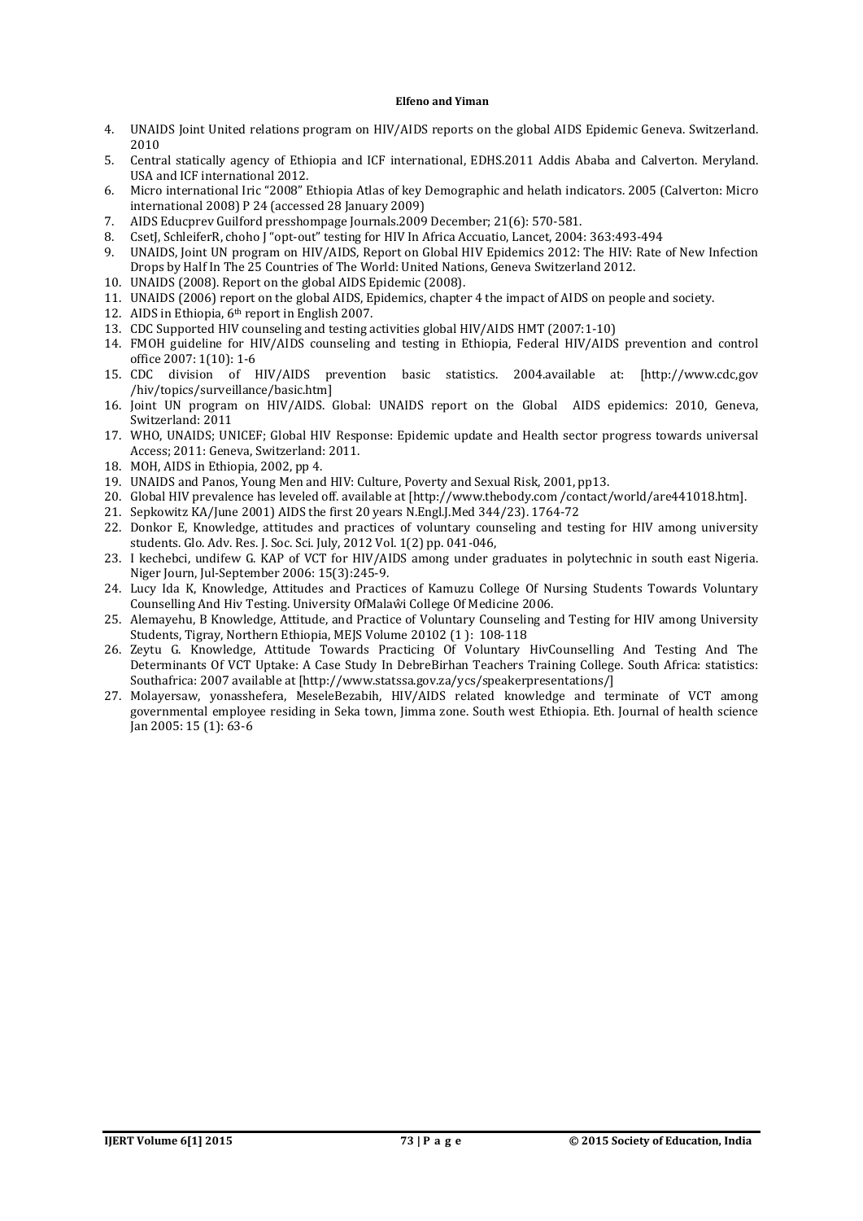4. UNAIDS Joint United relations program on HIV/AIDS reports on the global AIDS Epidemic Geneva. Switzerland. 2010
5. Central statically agency of Ethiopia and ICF international, EDHS.2011 Addis Ababa and Calverton. Meryland. USA and ICF international 2012.
6. Micro international Iric "2008" Ethiopia Atlas of key Demographic and helath indicators. 2005 (Calverton: Micro international 2008) P 24 (accessed 28 January 2009)
7. AIDS Educprev Guilford presshompage Journals.2009 December; 21(6): 570-581.
8. CsetJ, SchleiferR, choho J "opt-out" testing for HIV In Africa Accuatio, Lancet, 2004: 363:493-494
9. UNAIDS, Joint UN program on HIV/AIDS, Report on Global HIV Epidemics 2012: The HIV: Rate of New Infection Drops by Half In The 25 Countries of The World: United Nations, Geneva Switzerland 2012.
10. UNAIDS (2008). Report on the global AIDS Epidemic (2008).
11. UNAIDS (2006) report on the global AIDS, Epidemics, chapter 4 the impact of AIDS on people and society.
12. AIDS in Ethiopia, 6th report in English 2007.
13. CDC Supported HIV counseling and testing activities global HIV/AIDS HMT (2007:1-10)
14. FMOH guideline for HIV/AIDS counseling and testing in Ethiopia, Federal HIV/AIDS prevention and control office 2007: 1(10): 1-6
15. CDC division of HIV/AIDS prevention basic statistics. 2004.available at: [http://www.cdc,gov /hiv/topics/surveillance/basic.htm]
16. Joint UN program on HIV/AIDS. Global: UNAIDS report on the Global AIDS epidemics: 2010, Geneva, Switzerland: 2011
17. WHO, UNAIDS; UNICEF; Global HIV Response: Epidemic update and Health sector progress towards universal Access; 2011: Geneva, Switzerland: 2011.
18. MOH, AIDS in Ethiopia, 2002, pp 4.
19. UNAIDS and Panos, Young Men and HIV: Culture, Poverty and Sexual Risk, 2001, pp13.
20. Global HIV prevalence has leveled off. available at [http://www.thebody.com /contact/world/are441018.htm].
21. Sepkowitz KA/June 2001) AIDS the first 20 years N.Engl.J.Med 344/23). 1764-72
22. Donkor E, Knowledge, attitudes and practices of voluntary counseling and testing for HIV among university students. Glo. Adv. Res. J. Soc. Sci. July, 2012 Vol. 1(2) pp. 041-046,
23. I kechebci, undifew G. KAP of VCT for HIV/AIDS among under graduates in polytechnic in south east Nigeria. Niger Journ, Jul-September 2006: 15(3):245-9.
24. Lucy Ida K, Knowledge, Attitudes and Practices of Kamuzu College Of Nursing Students Towards Voluntary Counselling And Hiv Testing. University OfMalaŵi College Of Medicine 2006.
25. Alemayehu, B Knowledge, Attitude, and Practice of Voluntary Counseling and Testing for HIV among University Students, Tigray, Northern Ethiopia, MEJS Volume 20102 (1 ): 108-118
26. Zeytu G. Knowledge, Attitude Towards Practicing Of Voluntary HivCounselling And Testing And The Determinants Of VCT Uptake: A Case Study In DebreBirhan Teachers Training College. South Africa: statistics: Southafrica: 2007 available at [http://www.statssa.gov.za/ycs/speakerpresentations/]
27. Molayersaw, yonasshefera, MeseleBezabih, HIV/AIDS related knowledge and terminate of VCT among governmental employee residing in Seka town, Jimma zone. South west Ethiopia. Eth. Journal of health science Jan 2005: 15 (1): 63-6